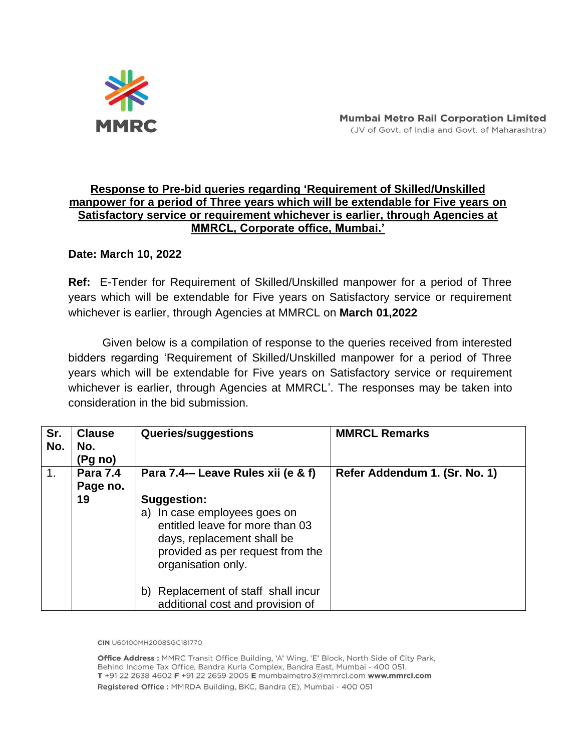Mumbai Metro Rail Corporation Limited
(JV of Govt. of India and Govt. of Maharashtra)

**Response to Pre-bid queries regarding 'Requirement of Skilled/Unskilled manpower for a period of Three years which will be extendable for Five years on Satisfactory service or requirement whichever is earlier, through Agencies at MMRCL, Corporate office, Mumbai.'**

**Date: March 10, 2022**

**Ref:** E-Tender for Requirement of Skilled/Unskilled manpower for a period of Three years which will be extendable for Five years on Satisfactory service or requirement whichever is earlier, through Agencies at MMRCL on **March 01,2022**

Given below is a compilation of response to the queries received from interested bidders regarding 'Requirement of Skilled/Unskilled manpower for a period of Three years which will be extendable for Five years on Satisfactory service or requirement whichever is earlier, through Agencies at MMRCL'. The responses may be taken into consideration in the bid submission.

| Sr. No. | Clause No. (Pg no) | Queries/suggestions | MMRCL Remarks |
|---|---|---|---|
| 1. | **Para 7.4 Page no. 19** | **Para 7.4-– Leave Rules xii (e & f)**<br><br>**Suggestion:**<br>a) In case employees goes on entitled leave for more than 03 days, replacement shall be provided as per request from the organisation only.<br><br>b) Replacement of staff shall incur additional cost and provision of | **Refer Addendum 1. (Sr. No. 1)** |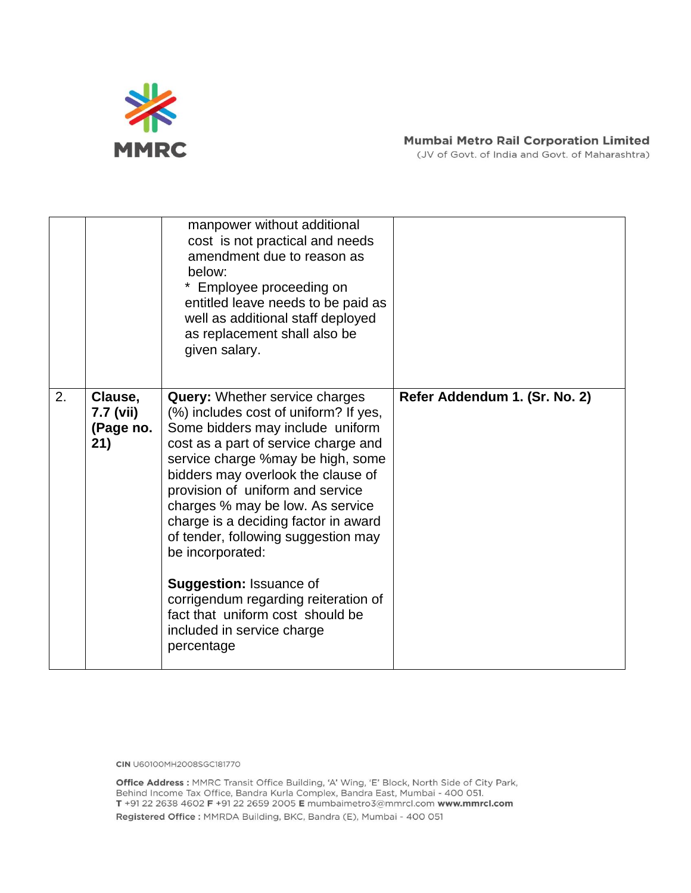|  |  |  |  |
|---|---|---|---|
|  |  | manpower without additional cost is not practical and needs amendment due to reason as below:<br>* Employee proceeding on entitled leave needs to be paid as well as additional staff deployed as replacement shall also be given salary. |  |
| 2. | **Clause, 7.7 (vii) (Page no. 21)** | **Query:** Whether service charges (%) includes cost of uniform? If yes, Some bidders may include uniform cost as a part of service charge and service charge %may be high, some bidders may overlook the clause of provision of uniform and service charges % may be low. As service charge is a deciding factor in award of tender, following suggestion may be incorporated:<br><br>**Suggestion:** Issuance of corrigendum regarding reiteration of fact that uniform cost should be included in service charge percentage | **Refer Addendum 1. (Sr. No. 2)** |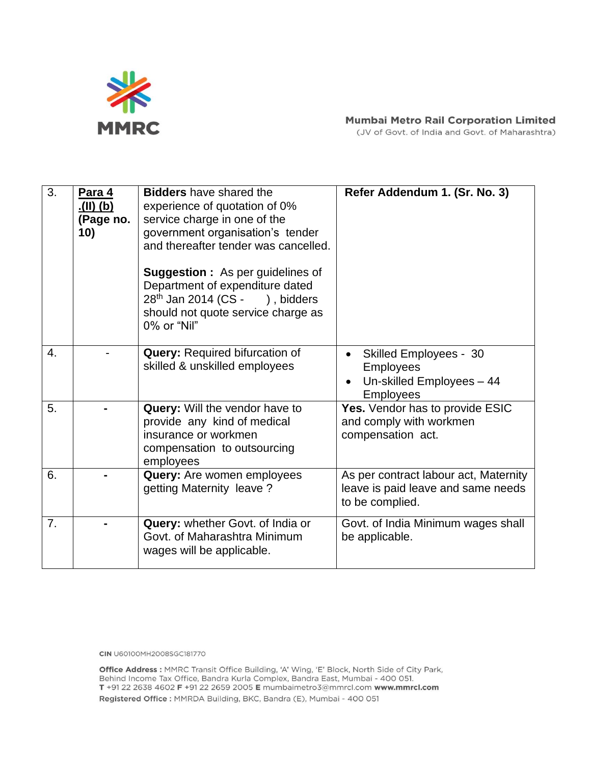| 3. | **Para 4 .(II) (b) (Page no. 10)** | **Bidders** have shared the experience of quotation of 0% service charge in one of the government organisation's tender and thereafter tender was cancelled.<br><br>**Suggestion :** As per guidelines of Department of expenditure dated 28th Jan 2014 (CS - ), bidders should not quote service charge as 0% or "Nil" | **Refer Addendum 1. (Sr. No. 3)** |
|---|---|---|---|
| 4. | - | **Query:** Required bifurcation of skilled & unskilled employees | • Skilled Employees - 30 Employees<br>• Un-skilled Employees – 44 Employees |
| 5. | **-** | **Query:** Will the vendor have to provide any kind of medical insurance or workmen compensation to outsourcing employees | **Yes.** Vendor has to provide ESIC and comply with workmen compensation act. |
| 6. | **-** | **Query:** Are women employees getting Maternity leave ? | As per contract labour act, Maternity leave is paid leave and same needs to be complied. |
| 7. | **-** | **Query:** whether Govt. of India or Govt. of Maharashtra Minimum wages will be applicable. | Govt. of India Minimum wages shall be applicable. |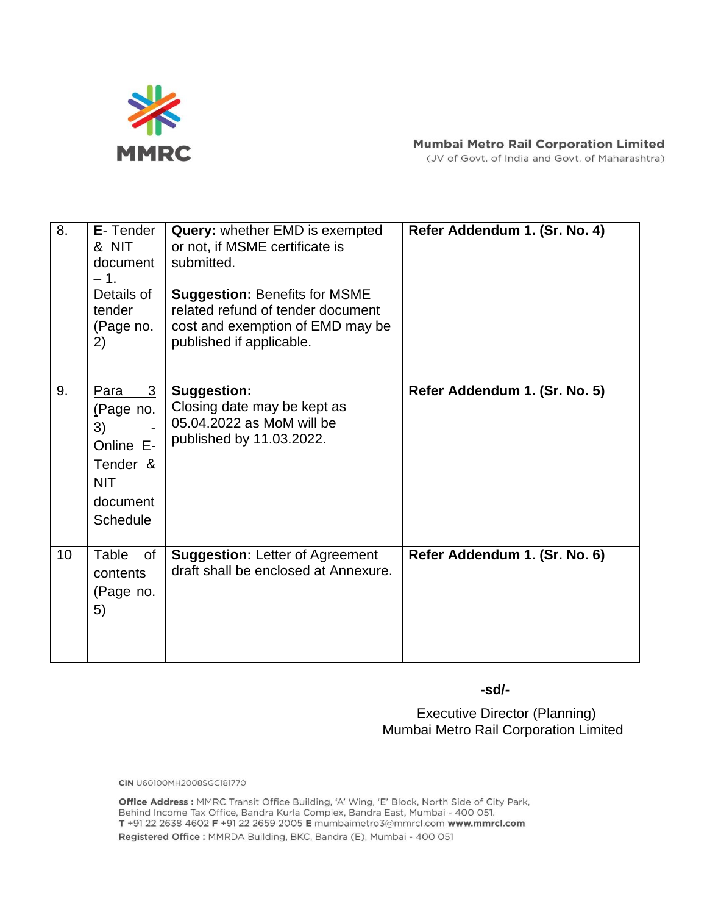| 8. | **E**- Tender & NIT document – 1. Details of tender (Page no. 2) | **Query:** whether EMD is exempted or not, if MSME certificate is submitted.<br><br>**Suggestion:** Benefits for MSME related refund of tender document cost and exemption of EMD may be published if applicable. | **Refer Addendum 1. (Sr. No. 4)** |
|---|---|---|---|
| 9. | Para 3 (Page no. 3) - Online E-Tender & NIT document Schedule | **Suggestion:**<br>Closing date may be kept as 05.04.2022 as MoM will be published by 11.03.2022. | **Refer Addendum 1. (Sr. No. 5)** |
| 10 | Table of contents (Page no. 5) | **Suggestion:** Letter of Agreement draft shall be enclosed at Annexure. | **Refer Addendum 1. (Sr. No. 6)** |

**-sd/-**

Executive Director (Planning)
Mumbai Metro Rail Corporation Limited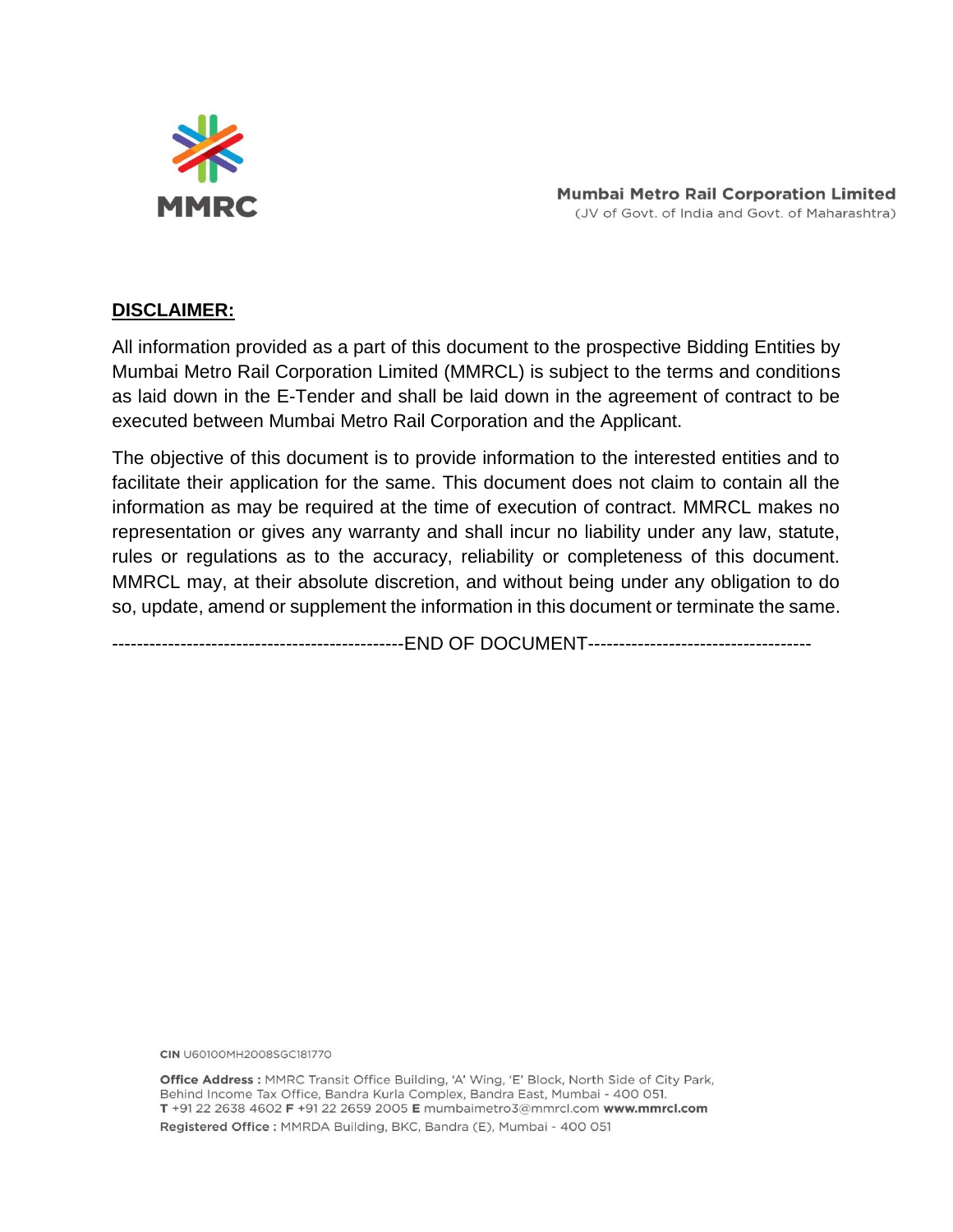**DISCLAIMER:**

All information provided as a part of this document to the prospective Bidding Entities by Mumbai Metro Rail Corporation Limited (MMRCL) is subject to the terms and conditions as laid down in the E-Tender and shall be laid down in the agreement of contract to be executed between Mumbai Metro Rail Corporation and the Applicant.

The objective of this document is to provide information to the interested entities and to facilitate their application for the same. This document does not claim to contain all the information as may be required at the time of execution of contract. MMRCL makes no representation or gives any warranty and shall incur no liability under any law, statute, rules or regulations as to the accuracy, reliability or completeness of this document. MMRCL may, at their absolute discretion, and without being under any obligation to do so, update, amend or supplement the information in this document or terminate the same.

----------------------------------------------END OF DOCUMENT------------------------------------